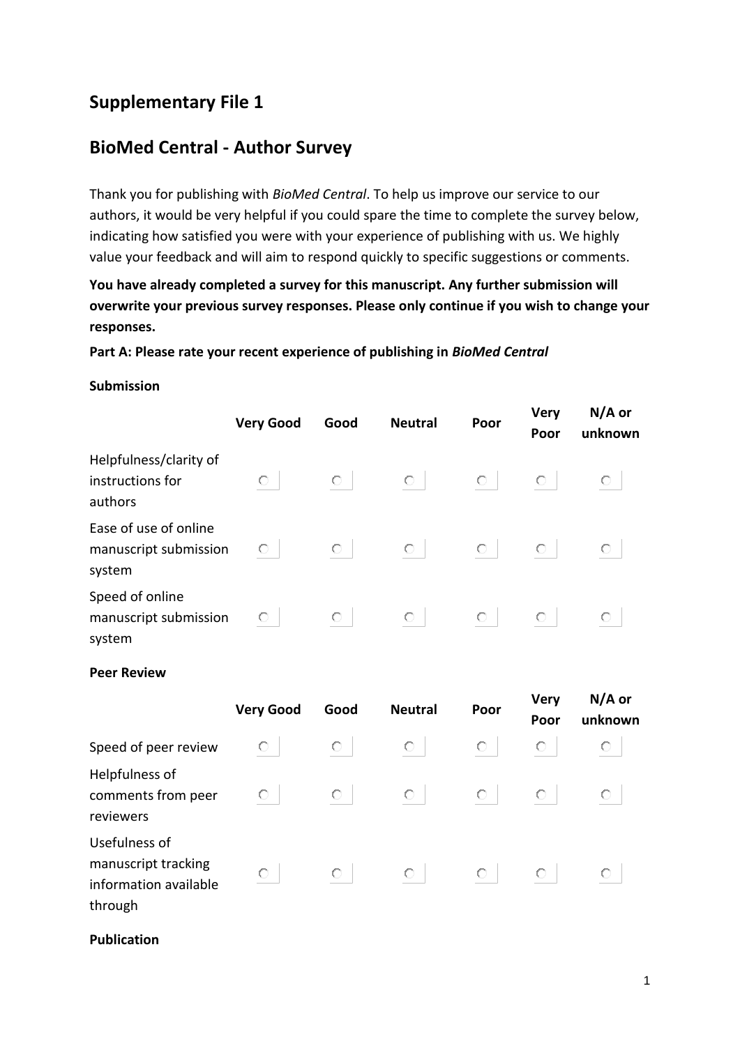# Supplementary File 1

## BioMed Central - Author Survey

Thank you for publishing with *BioMed Central*. To help us improve our service to our authors, it would be very helpful if you could spare the time to complete the survey below, indicating how satisfied you were with your experience of publishing with us. We highly value your feedback and will aim to respond quickly to specific suggestions or comments.

**You have already completed a survey for this manuscript. Any further submission will overwrite your previous survey responses. Please only continue if you wish to change your responses.**

**Part A: Please rate your recent experience of publishing in *BioMed Central***

**Submission**

| | Very Good | Good | Neutral | Poor | Very Poor | N/A or unknown |
|---|---|---|---|---|---|---|
| Helpfulness/clarity of instructions for authors | ○ | ○ | ○ | ○ | ○ | ○ |
| Ease of use of online manuscript submission system | ○ | ○ | ○ | ○ | ○ | ○ |
| Speed of online manuscript submission system | ○ | ○ | ○ | ○ | ○ | ○ |

**Peer Review**

| | Very Good | Good | Neutral | Poor | Very Poor | N/A or unknown |
|---|---|---|---|---|---|---|
| Speed of peer review | ○ | ○ | ○ | ○ | ○ | ○ |
| Helpfulness of comments from peer reviewers | ○ | ○ | ○ | ○ | ○ | ○ |
| Usefulness of manuscript tracking information available through | ○ | ○ | ○ | ○ | ○ | ○ |

**Publication**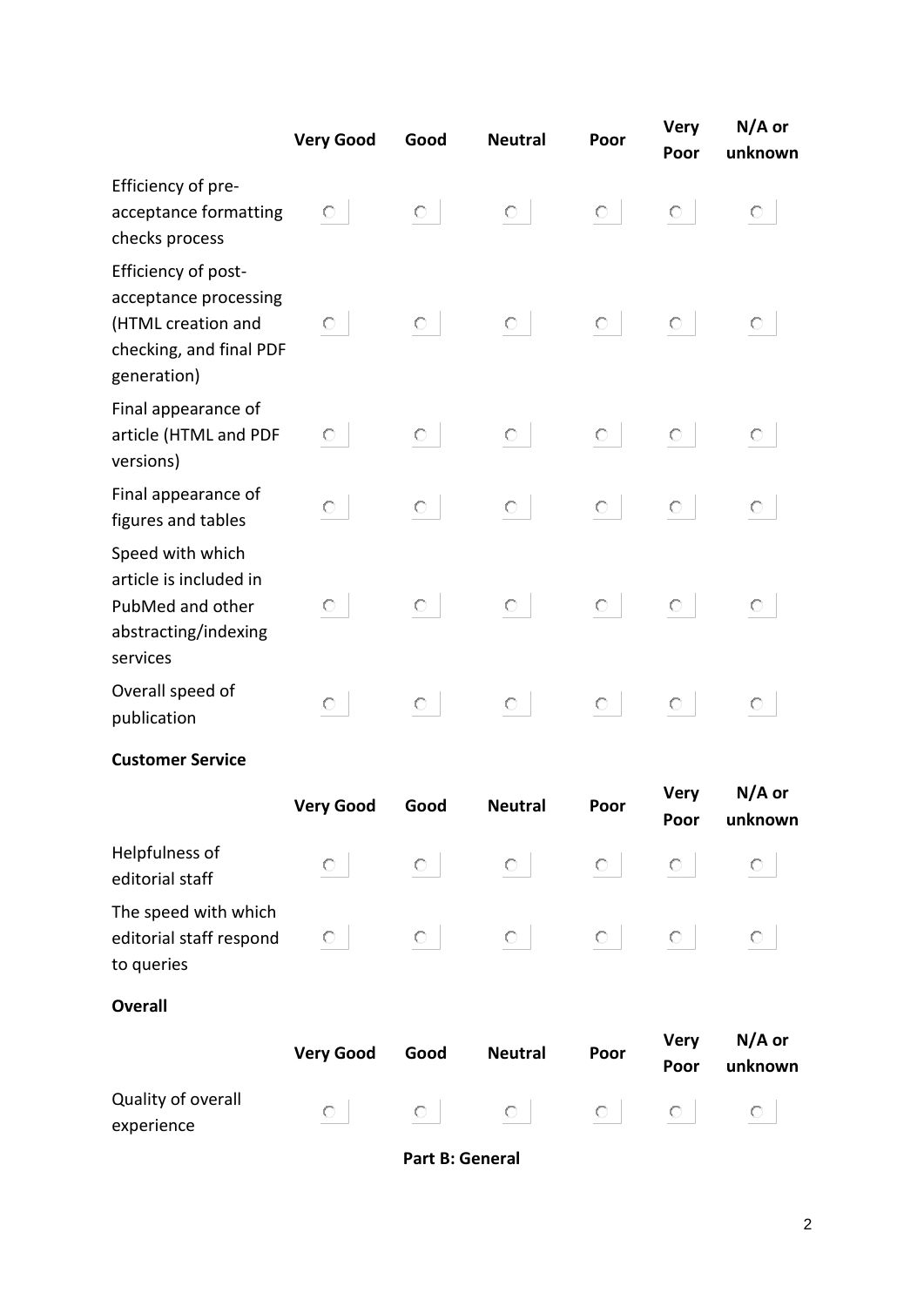| | Very Good | Good | Neutral | Poor | Very Poor | N/A or unknown |
|---|---|---|---|---|---|---|
| Efficiency of pre-acceptance formatting checks process | ○ | ○ | ○ | ○ | ○ | ○ |
| Efficiency of post-acceptance processing (HTML creation and checking, and final PDF generation) | ○ | ○ | ○ | ○ | ○ | ○ |
| Final appearance of article (HTML and PDF versions) | ○ | ○ | ○ | ○ | ○ | ○ |
| Final appearance of figures and tables | ○ | ○ | ○ | ○ | ○ | ○ |
| Speed with which article is included in PubMed and other abstracting/indexing services | ○ | ○ | ○ | ○ | ○ | ○ |
| Overall speed of publication | ○ | ○ | ○ | ○ | ○ | ○ |

**Customer Service**

| | Very Good | Good | Neutral | Poor | Very Poor | N/A or unknown |
|---|---|---|---|---|---|---|
| Helpfulness of editorial staff | ○ | ○ | ○ | ○ | ○ | ○ |
| The speed with which editorial staff respond to queries | ○ | ○ | ○ | ○ | ○ | ○ |

**Overall**

| | Very Good | Good | Neutral | Poor | Very Poor | N/A or unknown |
|---|---|---|---|---|---|---|
| Quality of overall experience | ○ | ○ | ○ | ○ | ○ | ○ |

**Part B: General**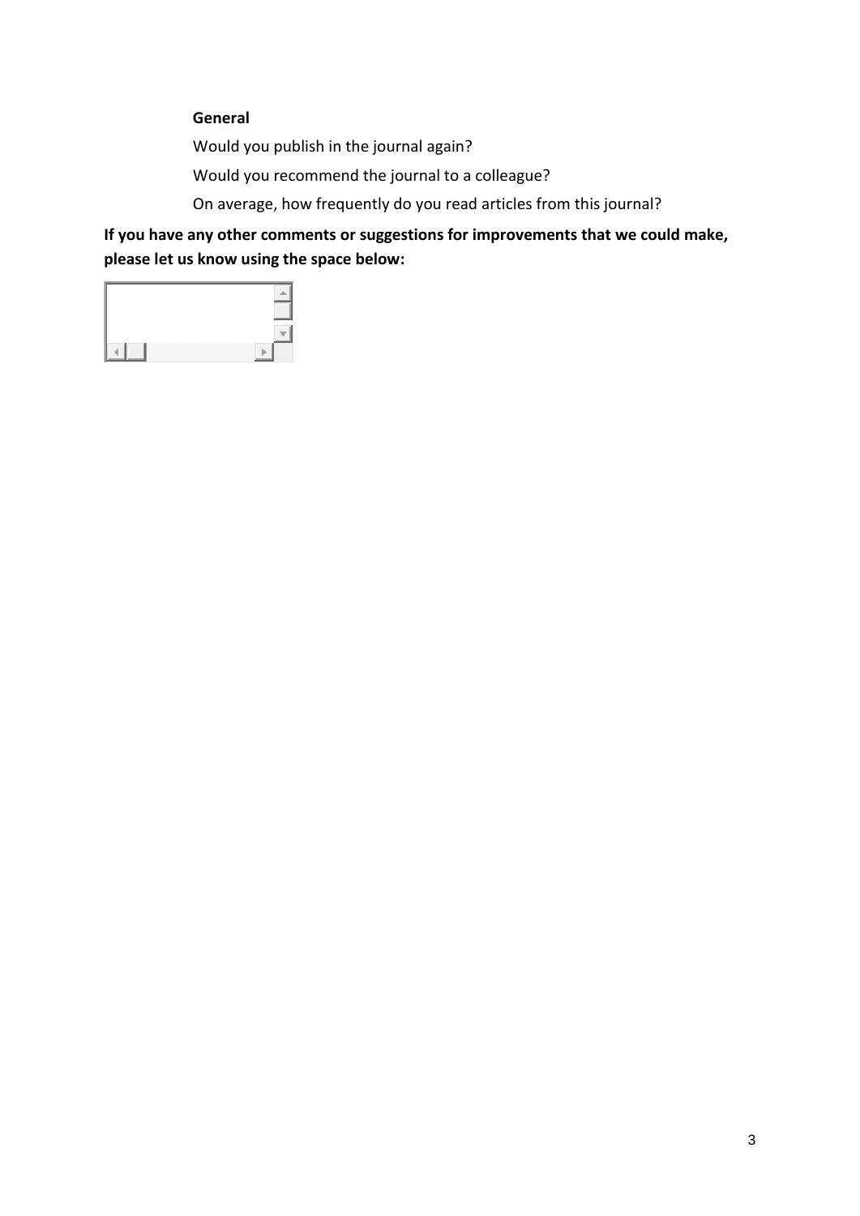**General**

Would you publish in the journal again?

Would you recommend the journal to a colleague?

On average, how frequently do you read articles from this journal?

**If you have any other comments or suggestions for improvements that we could make, please let us know using the space below:**